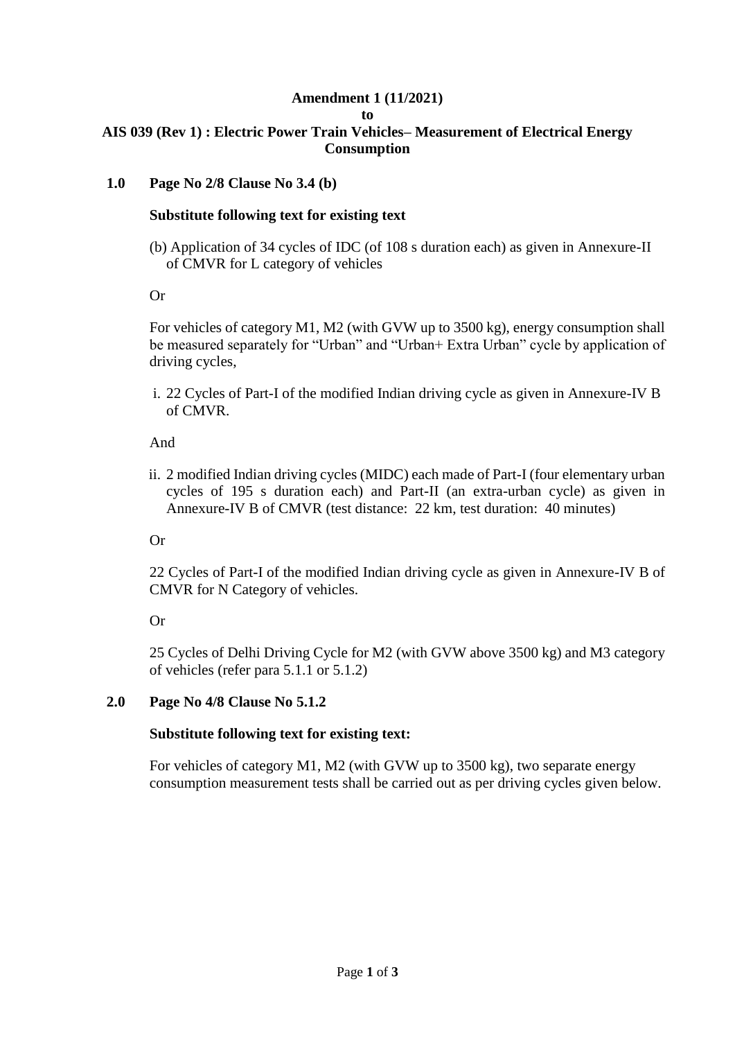# Amendment 1 (11/2021)
## to
## AIS 039 (Rev 1) : Electric Power Train Vehicles– Measurement of Electrical Energy Consumption

**1.0 Page No 2/8 Clause No 3.4 (b)**

**Substitute following text for existing text**

(b) Application of 34 cycles of IDC (of 108 s duration each) as given in Annexure-II of CMVR for L category of vehicles

Or

For vehicles of category M1, M2 (with GVW up to 3500 kg), energy consumption shall be measured separately for "Urban" and "Urban+ Extra Urban" cycle by application of driving cycles,

i. 22 Cycles of Part-I of the modified Indian driving cycle as given in Annexure-IV B of CMVR.

And

ii. 2 modified Indian driving cycles (MIDC) each made of Part-I (four elementary urban cycles of 195 s duration each) and Part-II (an extra-urban cycle) as given in Annexure-IV B of CMVR (test distance: 22 km, test duration: 40 minutes)

Or

22 Cycles of Part-I of the modified Indian driving cycle as given in Annexure-IV B of CMVR for N Category of vehicles.

Or

25 Cycles of Delhi Driving Cycle for M2 (with GVW above 3500 kg) and M3 category of vehicles (refer para 5.1.1 or 5.1.2)

**2.0 Page No 4/8 Clause No 5.1.2**

**Substitute following text for existing text:**

For vehicles of category M1, M2 (with GVW up to 3500 kg), two separate energy consumption measurement tests shall be carried out as per driving cycles given below.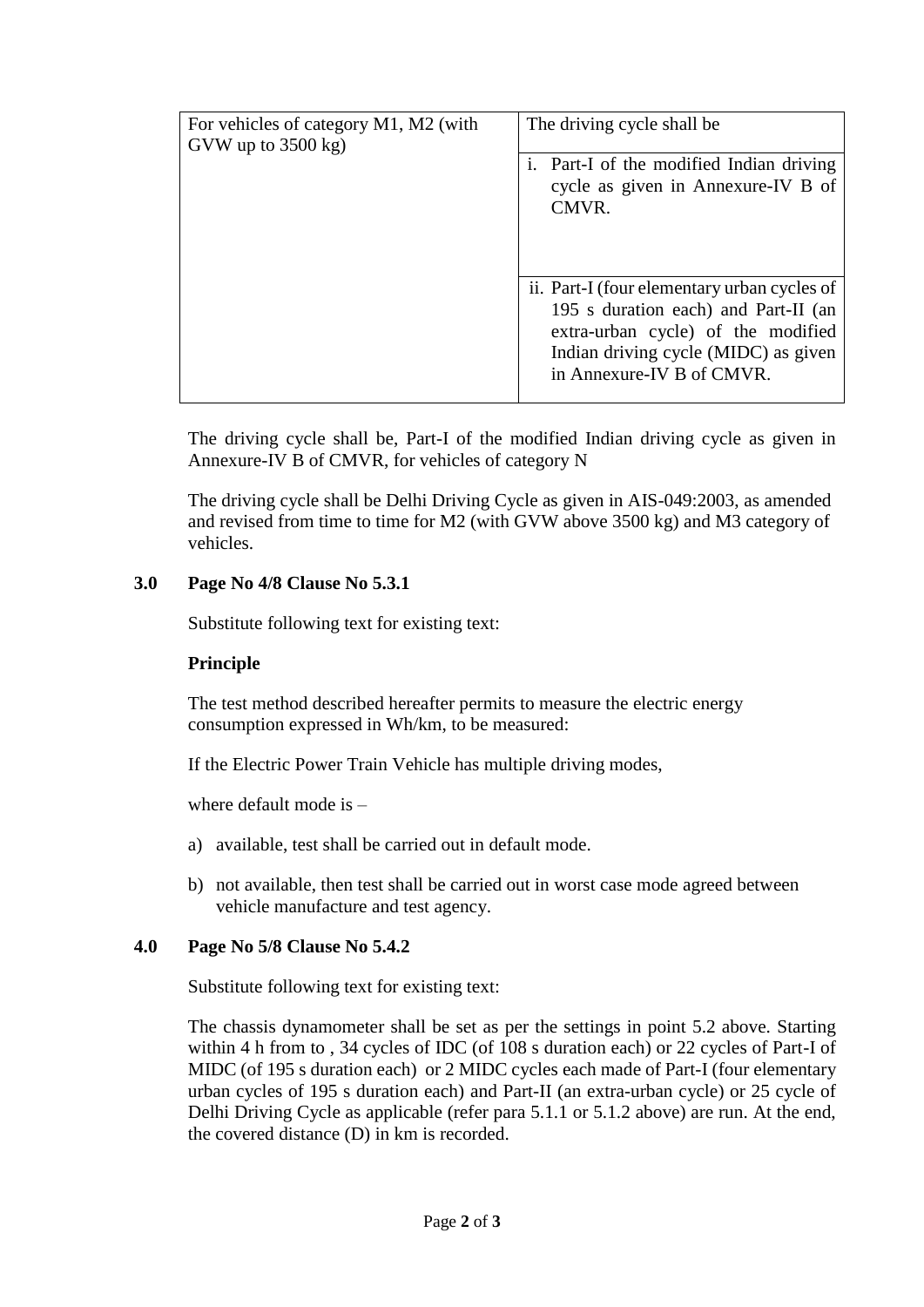| For vehicles of category M1, M2 (with GVW up to 3500 kg) | The driving cycle shall be |
|---|---|
| | i. Part-I of the modified Indian driving cycle as given in Annexure-IV B of CMVR. |
| | ii. Part-I (four elementary urban cycles of 195 s duration each) and Part-II (an extra-urban cycle) of the modified Indian driving cycle (MIDC) as given in Annexure-IV B of CMVR. |

The driving cycle shall be, Part-I of the modified Indian driving cycle as given in Annexure-IV B of CMVR, for vehicles of category N

The driving cycle shall be Delhi Driving Cycle as given in AIS-049:2003, as amended and revised from time to time for M2 (with GVW above 3500 kg) and M3 category of vehicles.

**3.0 Page No 4/8 Clause No 5.3.1**

Substitute following text for existing text:

**Principle**

The test method described hereafter permits to measure the electric energy consumption expressed in Wh/km, to be measured:

If the Electric Power Train Vehicle has multiple driving modes,

where default mode is –

a) available, test shall be carried out in default mode.

b) not available, then test shall be carried out in worst case mode agreed between vehicle manufacture and test agency.

**4.0 Page No 5/8 Clause No 5.4.2**

Substitute following text for existing text:

The chassis dynamometer shall be set as per the settings in point 5.2 above. Starting within 4 h from to , 34 cycles of IDC (of 108 s duration each) or 22 cycles of Part-I of MIDC (of 195 s duration each) or 2 MIDC cycles each made of Part-I (four elementary urban cycles of 195 s duration each) and Part-II (an extra-urban cycle) or 25 cycle of Delhi Driving Cycle as applicable (refer para 5.1.1 or 5.1.2 above) are run. At the end, the covered distance (D) in km is recorded.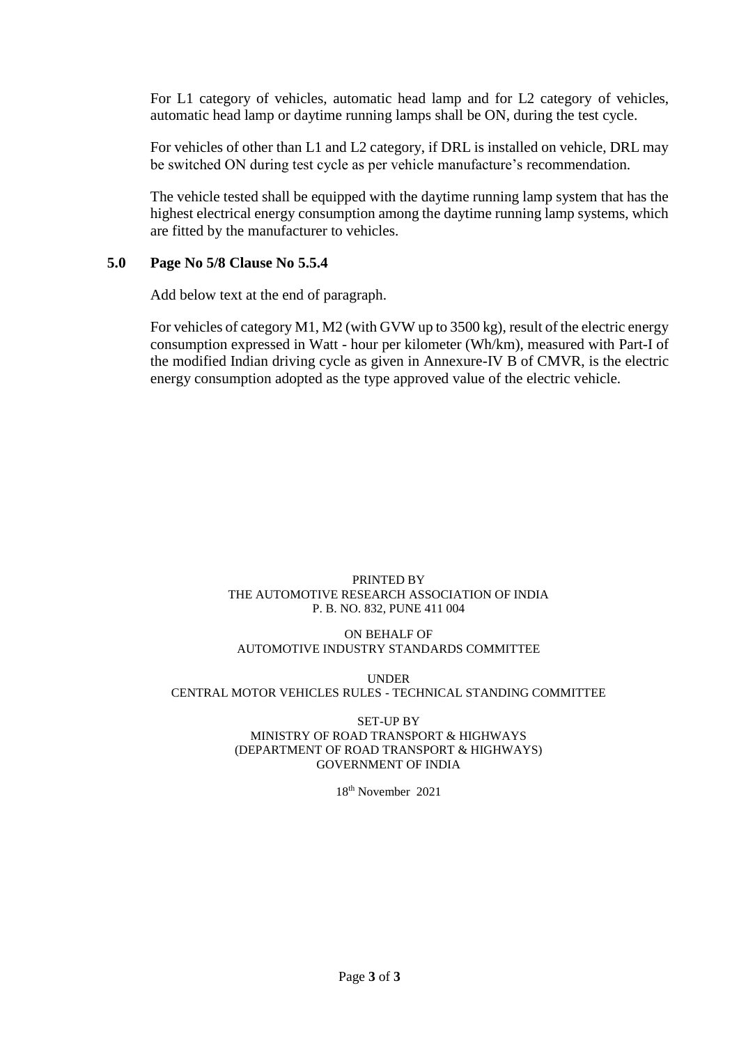For L1 category of vehicles, automatic head lamp and for L2 category of vehicles, automatic head lamp or daytime running lamps shall be ON, during the test cycle.

For vehicles of other than L1 and L2 category, if DRL is installed on vehicle, DRL may be switched ON during test cycle as per vehicle manufacture's recommendation.

The vehicle tested shall be equipped with the daytime running lamp system that has the highest electrical energy consumption among the daytime running lamp systems, which are fitted by the manufacturer to vehicles.

**5.0 Page No 5/8 Clause No 5.5.4**

Add below text at the end of paragraph.

For vehicles of category M1, M2 (with GVW up to 3500 kg), result of the electric energy consumption expressed in Watt - hour per kilometer (Wh/km), measured with Part-I of the modified Indian driving cycle as given in Annexure-IV B of CMVR, is the electric energy consumption adopted as the type approved value of the electric vehicle.

PRINTED BY
THE AUTOMOTIVE RESEARCH ASSOCIATION OF INDIA
P. B. NO. 832, PUNE 411 004

ON BEHALF OF
AUTOMOTIVE INDUSTRY STANDARDS COMMITTEE

UNDER
CENTRAL MOTOR VEHICLES RULES - TECHNICAL STANDING COMMITTEE

SET-UP BY
MINISTRY OF ROAD TRANSPORT & HIGHWAYS
(DEPARTMENT OF ROAD TRANSPORT & HIGHWAYS)
GOVERNMENT OF INDIA

18th November 2021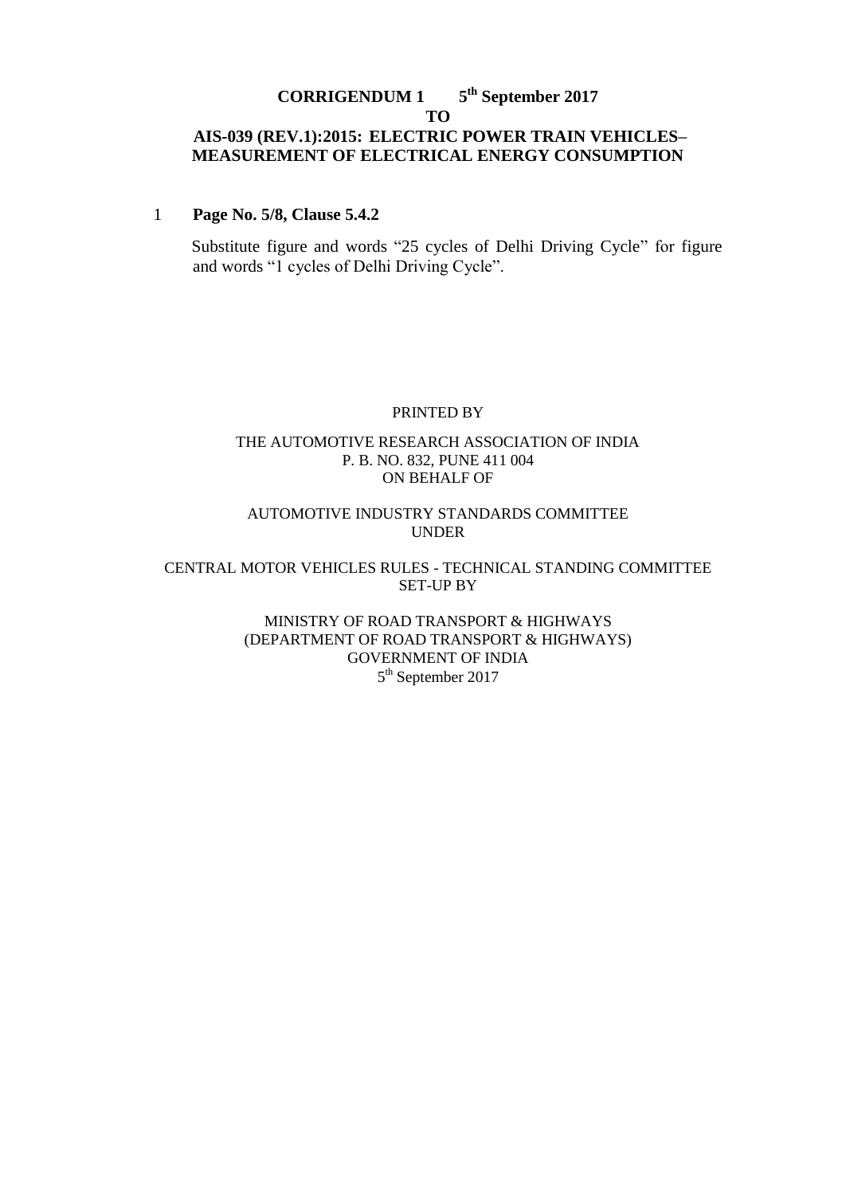# CORRIGENDUM 1 5th September 2017

# TO

# AIS-039 (REV.1):2015: ELECTRIC POWER TRAIN VEHICLES– MEASUREMENT OF ELECTRICAL ENERGY CONSUMPTION

1 **Page No. 5/8, Clause 5.4.2**

Substitute figure and words "25 cycles of Delhi Driving Cycle" for figure and words "1 cycles of Delhi Driving Cycle".

PRINTED BY

THE AUTOMOTIVE RESEARCH ASSOCIATION OF INDIA
P. B. NO. 832, PUNE 411 004
ON BEHALF OF

AUTOMOTIVE INDUSTRY STANDARDS COMMITTEE
UNDER

CENTRAL MOTOR VEHICLES RULES - TECHNICAL STANDING COMMITTEE
SET-UP BY

MINISTRY OF ROAD TRANSPORT & HIGHWAYS
(DEPARTMENT OF ROAD TRANSPORT & HIGHWAYS)
GOVERNMENT OF INDIA
5th September 2017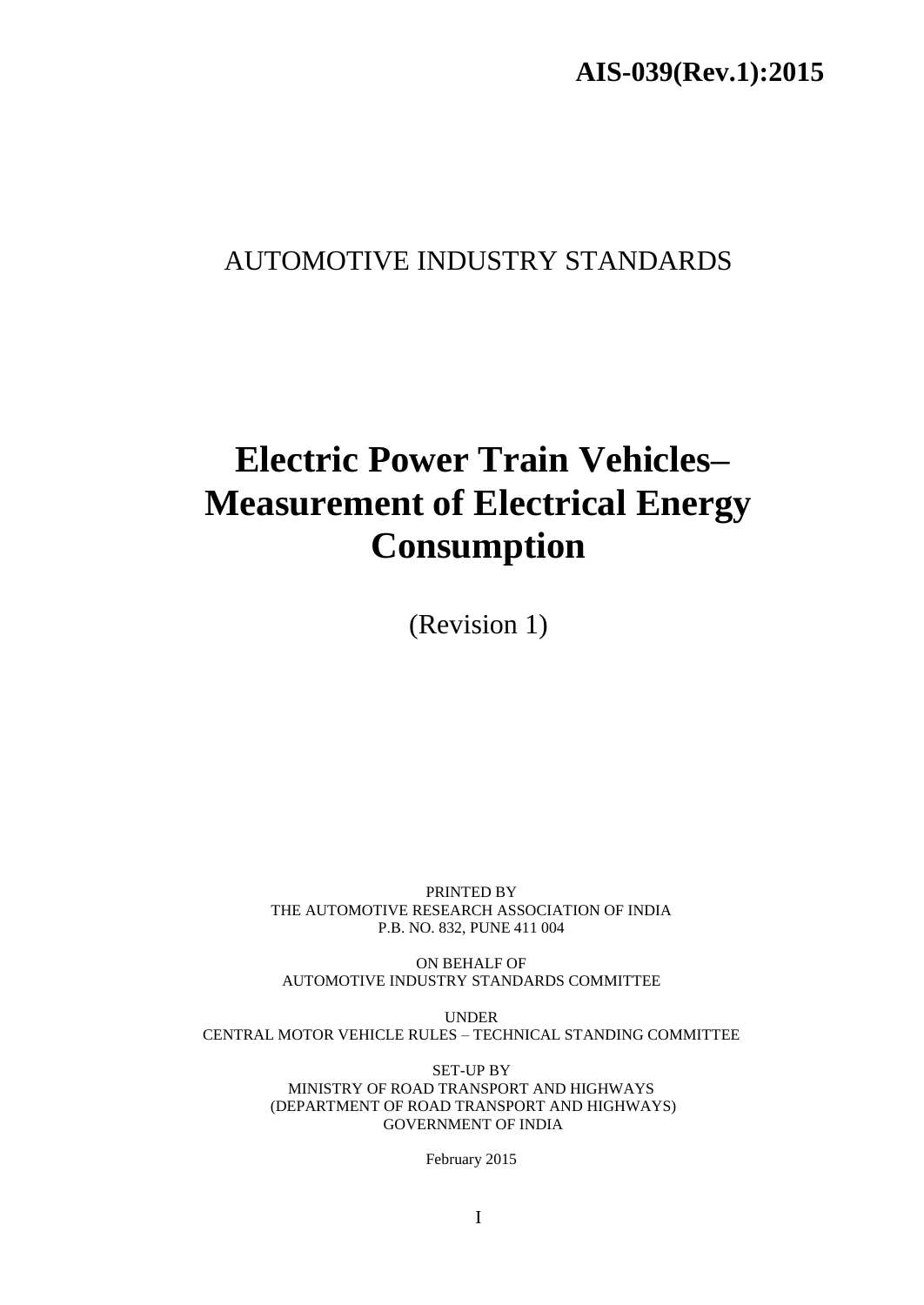# AIS-039(Rev.1):2015

AUTOMOTIVE INDUSTRY STANDARDS

# Electric Power Train Vehicles– Measurement of Electrical Energy Consumption

(Revision 1)

PRINTED BY
THE AUTOMOTIVE RESEARCH ASSOCIATION OF INDIA
P.B. NO. 832, PUNE 411 004

ON BEHALF OF
AUTOMOTIVE INDUSTRY STANDARDS COMMITTEE

UNDER
CENTRAL MOTOR VEHICLE RULES – TECHNICAL STANDING COMMITTEE

SET-UP BY
MINISTRY OF ROAD TRANSPORT AND HIGHWAYS
(DEPARTMENT OF ROAD TRANSPORT AND HIGHWAYS)
GOVERNMENT OF INDIA

February 2015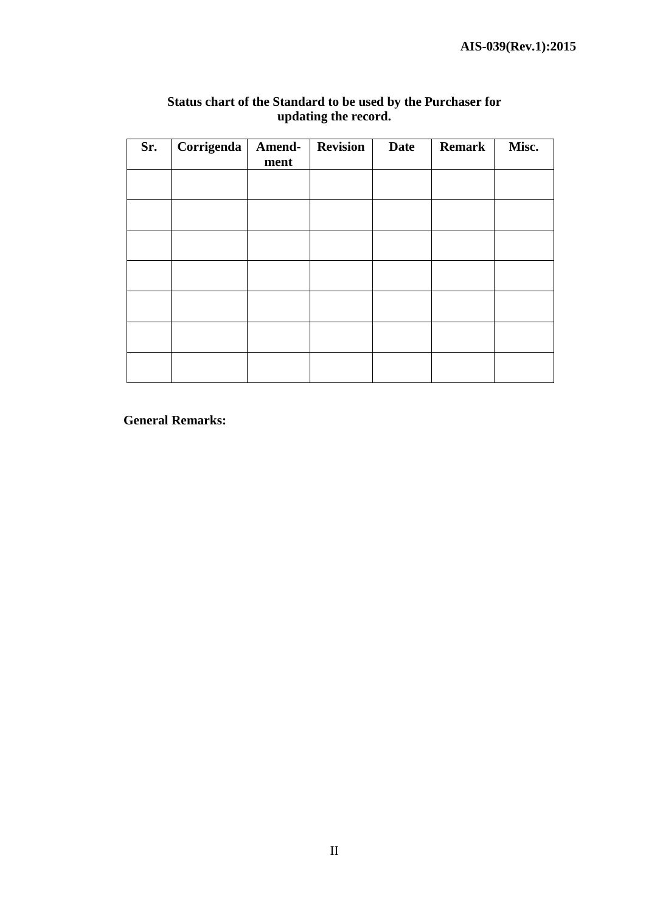**Status chart of the Standard to be used by the Purchaser for updating the record.**

| Sr. | Corrigenda | Amend-ment | Revision | Date | Remark | Misc. |
|---|---|---|---|---|---|---|
| | | | | | | |
| | | | | | | |
| | | | | | | |
| | | | | | | |
| | | | | | | |
| | | | | | | |
| | | | | | | |

**General Remarks:**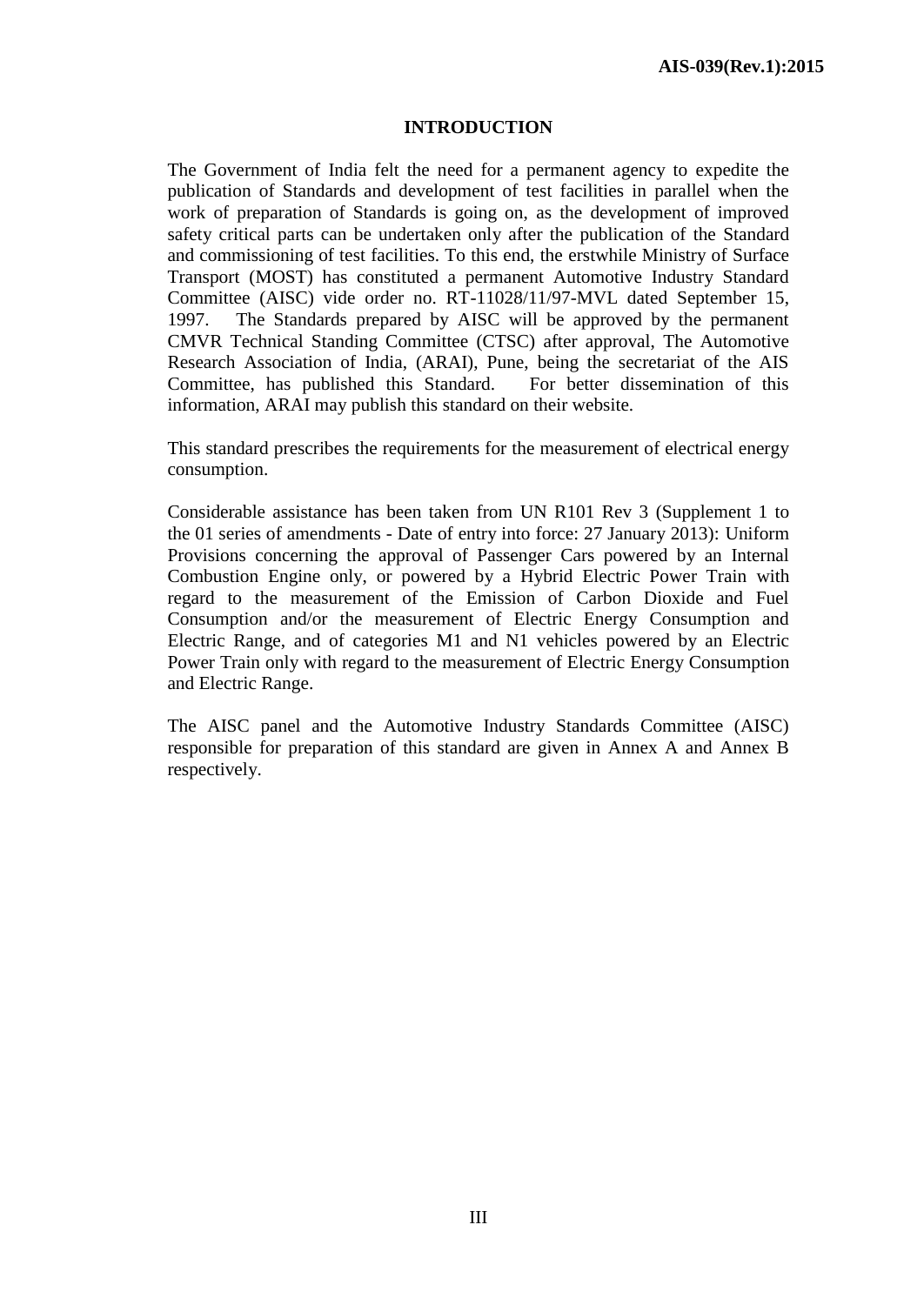# INTRODUCTION

The Government of India felt the need for a permanent agency to expedite the publication of Standards and development of test facilities in parallel when the work of preparation of Standards is going on, as the development of improved safety critical parts can be undertaken only after the publication of the Standard and commissioning of test facilities. To this end, the erstwhile Ministry of Surface Transport (MOST) has constituted a permanent Automotive Industry Standard Committee (AISC) vide order no. RT-11028/11/97-MVL dated September 15, 1997. The Standards prepared by AISC will be approved by the permanent CMVR Technical Standing Committee (CTSC) after approval, The Automotive Research Association of India, (ARAI), Pune, being the secretariat of the AIS Committee, has published this Standard. For better dissemination of this information, ARAI may publish this standard on their website.

This standard prescribes the requirements for the measurement of electrical energy consumption.

Considerable assistance has been taken from UN R101 Rev 3 (Supplement 1 to the 01 series of amendments - Date of entry into force: 27 January 2013): Uniform Provisions concerning the approval of Passenger Cars powered by an Internal Combustion Engine only, or powered by a Hybrid Electric Power Train with regard to the measurement of the Emission of Carbon Dioxide and Fuel Consumption and/or the measurement of Electric Energy Consumption and Electric Range, and of categories M1 and N1 vehicles powered by an Electric Power Train only with regard to the measurement of Electric Energy Consumption and Electric Range.

The AISC panel and the Automotive Industry Standards Committee (AISC) responsible for preparation of this standard are given in Annex A and Annex B respectively.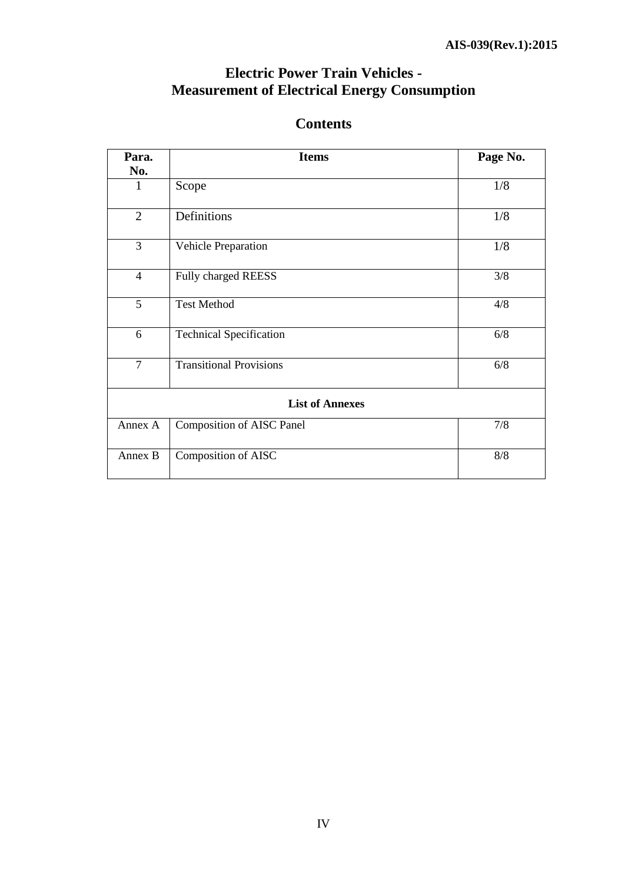# Electric Power Train Vehicles - Measurement of Electrical Energy Consumption

## Contents

| Para. No. | Items | Page No. |
|---|---|---|
| 1 | Scope | 1/8 |
| 2 | Definitions | 1/8 |
| 3 | Vehicle Preparation | 1/8 |
| 4 | Fully charged REESS | 3/8 |
| 5 | Test Method | 4/8 |
| 6 | Technical Specification | 6/8 |
| 7 | Transitional Provisions | 6/8 |
| | **List of Annexes** | |
| Annex A | Composition of AISC Panel | 7/8 |
| Annex B | Composition of AISC | 8/8 |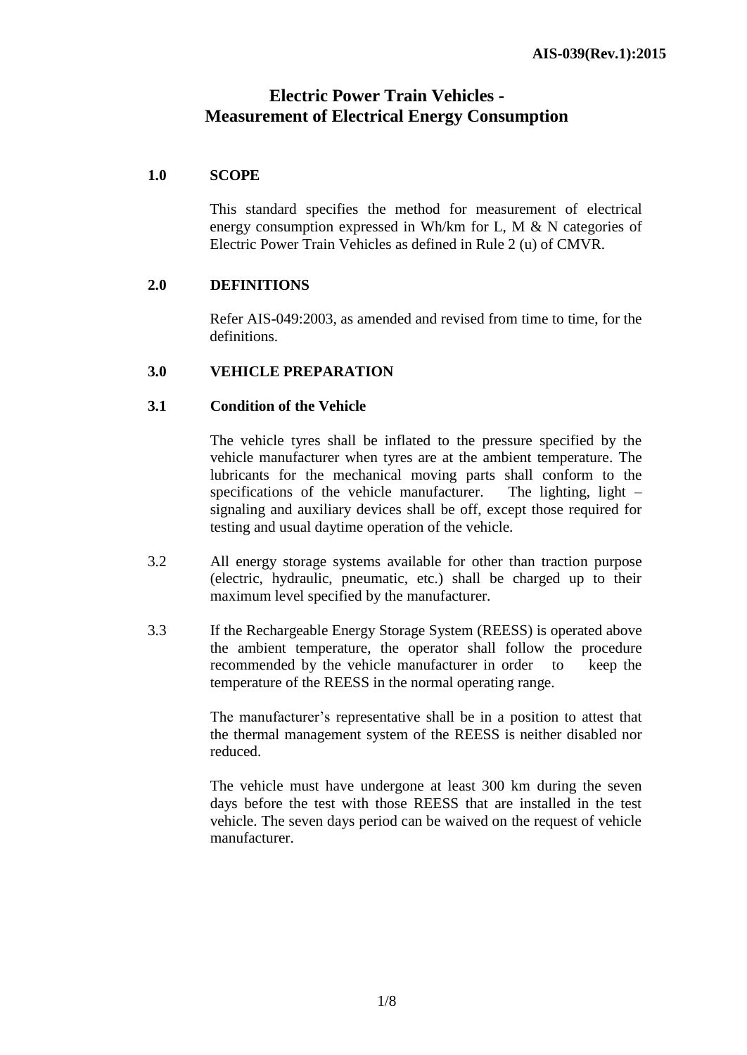# Electric Power Train Vehicles - Measurement of Electrical Energy Consumption

## 1.0 SCOPE

This standard specifies the method for measurement of electrical energy consumption expressed in Wh/km for L, M & N categories of Electric Power Train Vehicles as defined in Rule 2 (u) of CMVR.

## 2.0 DEFINITIONS

Refer AIS-049:2003, as amended and revised from time to time, for the definitions.

## 3.0 VEHICLE PREPARATION

### 3.1 Condition of the Vehicle

The vehicle tyres shall be inflated to the pressure specified by the vehicle manufacturer when tyres are at the ambient temperature. The lubricants for the mechanical moving parts shall conform to the specifications of the vehicle manufacturer. The lighting, light – signaling and auxiliary devices shall be off, except those required for testing and usual daytime operation of the vehicle.

3.2 All energy storage systems available for other than traction purpose (electric, hydraulic, pneumatic, etc.) shall be charged up to their maximum level specified by the manufacturer.

3.3 If the Rechargeable Energy Storage System (REESS) is operated above the ambient temperature, the operator shall follow the procedure recommended by the vehicle manufacturer in order to keep the temperature of the REESS in the normal operating range.

The manufacturer's representative shall be in a position to attest that the thermal management system of the REESS is neither disabled nor reduced.

The vehicle must have undergone at least 300 km during the seven days before the test with those REESS that are installed in the test vehicle. The seven days period can be waived on the request of vehicle manufacturer.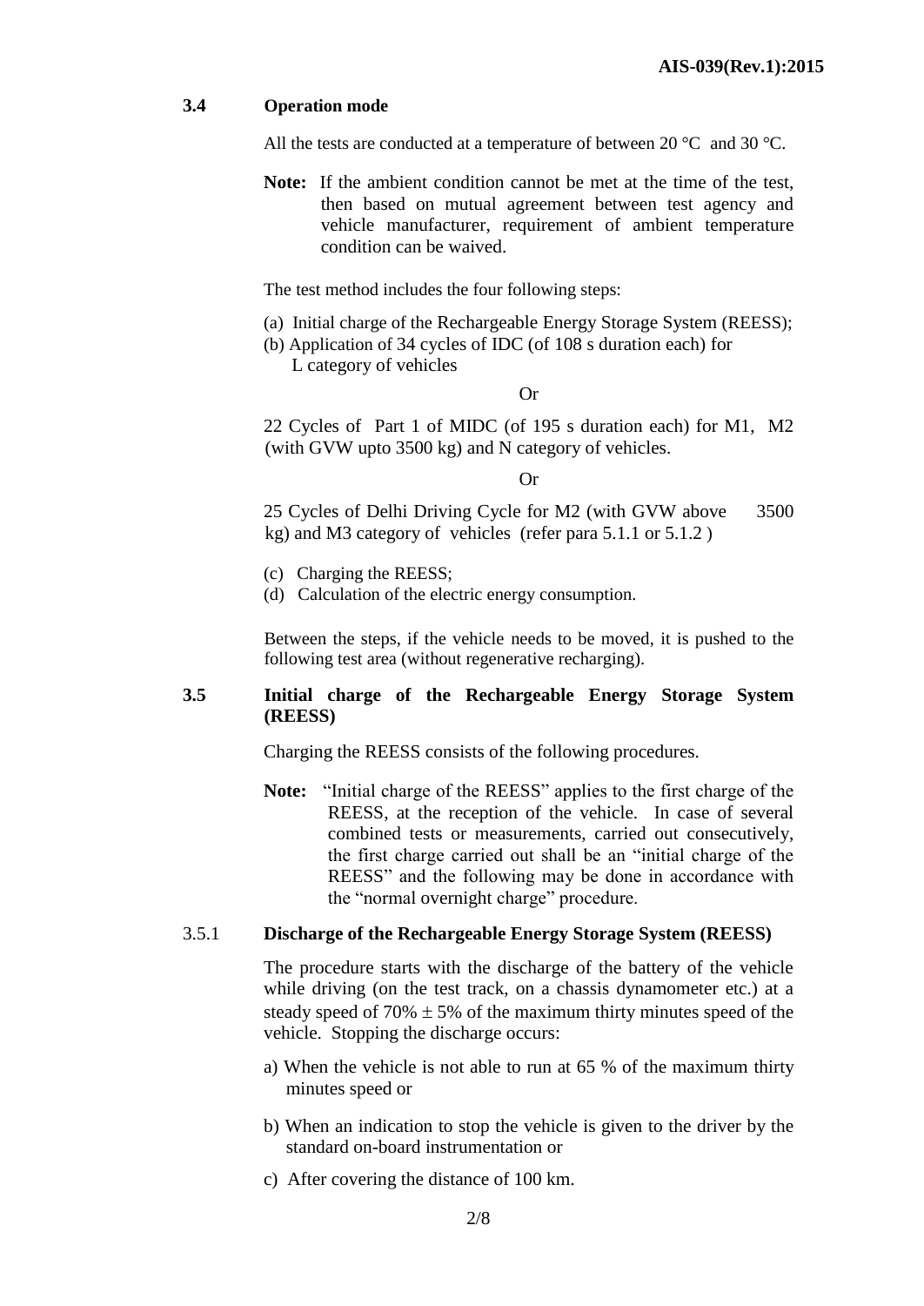### 3.4 Operation mode

All the tests are conducted at a temperature of between 20 °C and 30 °C.

**Note:** If the ambient condition cannot be met at the time of the test, then based on mutual agreement between test agency and vehicle manufacturer, requirement of ambient temperature condition can be waived.

The test method includes the four following steps:

(a) Initial charge of the Rechargeable Energy Storage System (REESS);

(b) Application of 34 cycles of IDC (of 108 s duration each) for L category of vehicles

Or

22 Cycles of Part 1 of MIDC (of 195 s duration each) for M1, M2 (with GVW upto 3500 kg) and N category of vehicles.

Or

25 Cycles of Delhi Driving Cycle for M2 (with GVW above 3500 kg) and M3 category of vehicles (refer para 5.1.1 or 5.1.2 )

(c) Charging the REESS;

(d) Calculation of the electric energy consumption.

Between the steps, if the vehicle needs to be moved, it is pushed to the following test area (without regenerative recharging).

### 3.5 Initial charge of the Rechargeable Energy Storage System (REESS)

Charging the REESS consists of the following procedures.

**Note:** "Initial charge of the REESS" applies to the first charge of the REESS, at the reception of the vehicle. In case of several combined tests or measurements, carried out consecutively, the first charge carried out shall be an "initial charge of the REESS" and the following may be done in accordance with the "normal overnight charge" procedure.

3.5.1 **Discharge of the Rechargeable Energy Storage System (REESS)**

The procedure starts with the discharge of the battery of the vehicle while driving (on the test track, on a chassis dynamometer etc.) at a steady speed of 70% ± 5% of the maximum thirty minutes speed of the vehicle. Stopping the discharge occurs:

a) When the vehicle is not able to run at 65 % of the maximum thirty minutes speed or

b) When an indication to stop the vehicle is given to the driver by the standard on-board instrumentation or

c) After covering the distance of 100 km.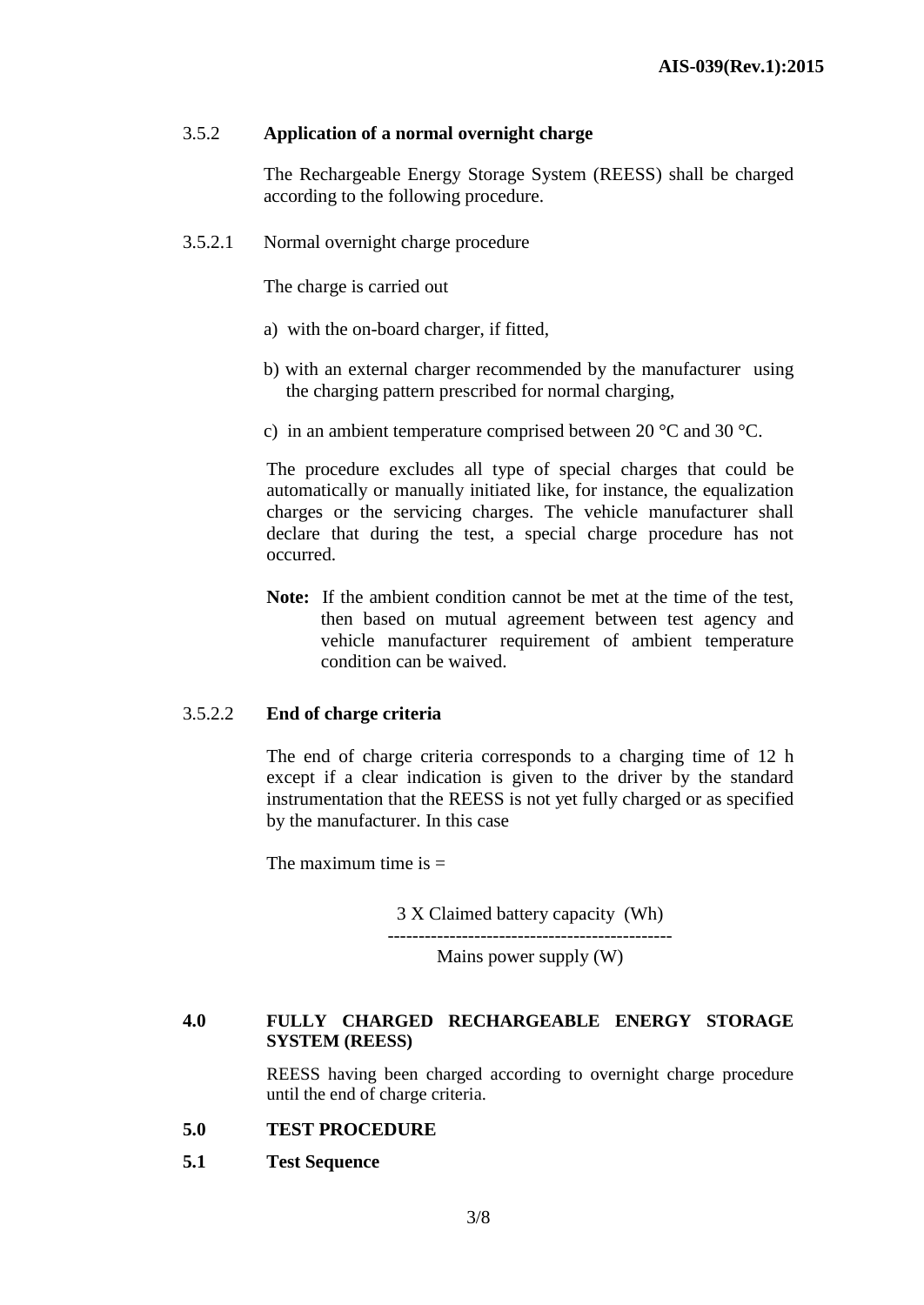### 3.5.2 Application of a normal overnight charge

The Rechargeable Energy Storage System (REESS) shall be charged according to the following procedure.

#### 3.5.2.1 Normal overnight charge procedure

The charge is carried out

a) with the on-board charger, if fitted,

b) with an external charger recommended by the manufacturer using the charging pattern prescribed for normal charging,

c) in an ambient temperature comprised between 20 °C and 30 °C.

The procedure excludes all type of special charges that could be automatically or manually initiated like, for instance, the equalization charges or the servicing charges. The vehicle manufacturer shall declare that during the test, a special charge procedure has not occurred.

**Note:** If the ambient condition cannot be met at the time of the test, then based on mutual agreement between test agency and vehicle manufacturer requirement of ambient temperature condition can be waived.

#### 3.5.2.2 End of charge criteria

The end of charge criteria corresponds to a charging time of 12 h except if a clear indication is given to the driver by the standard instrumentation that the REESS is not yet fully charged or as specified by the manufacturer. In this case

The maximum time is =

$$\frac{3 \text{ X Claimed battery capacity (Wh)}}{\text{Mains power supply (W)}}$$

## 4.0 FULLY CHARGED RECHARGEABLE ENERGY STORAGE SYSTEM (REESS)

REESS having been charged according to overnight charge procedure until the end of charge criteria.

## 5.0 TEST PROCEDURE

### 5.1 Test Sequence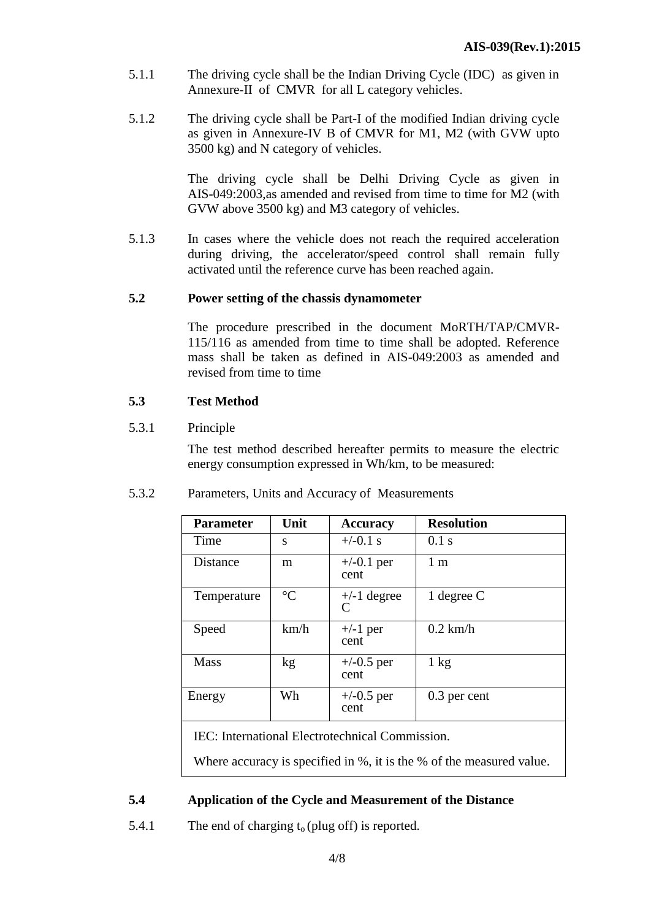5.1.1 The driving cycle shall be the Indian Driving Cycle (IDC) as given in Annexure-II of CMVR for all L category vehicles.

5.1.2 The driving cycle shall be Part-I of the modified Indian driving cycle as given in Annexure-IV B of CMVR for M1, M2 (with GVW upto 3500 kg) and N category of vehicles.

The driving cycle shall be Delhi Driving Cycle as given in AIS-049:2003,as amended and revised from time to time for M2 (with GVW above 3500 kg) and M3 category of vehicles.

5.1.3 In cases where the vehicle does not reach the required acceleration during driving, the accelerator/speed control shall remain fully activated until the reference curve has been reached again.

### 5.2 Power setting of the chassis dynamometer

The procedure prescribed in the document MoRTH/TAP/CMVR-115/116 as amended from time to time shall be adopted. Reference mass shall be taken as defined in AIS-049:2003 as amended and revised from time to time

### 5.3 Test Method

5.3.1 Principle

The test method described hereafter permits to measure the electric energy consumption expressed in Wh/km, to be measured:

5.3.2 Parameters, Units and Accuracy of Measurements

| Parameter | Unit | Accuracy | Resolution |
|---|---|---|---|
| Time | s | +/-0.1 s | 0.1 s |
| Distance | m | +/-0.1 per cent | 1 m |
| Temperature | °C | +/-1 degree C | 1 degree C |
| Speed | km/h | +/-1 per cent | 0.2 km/h |
| Mass | kg | +/-0.5 per cent | 1 kg |
| Energy | Wh | +/-0.5 per cent | 0.3 per cent |

IEC: International Electrotechnical Commission.

Where accuracy is specified in %, it is the % of the measured value.

### 5.4 Application of the Cycle and Measurement of the Distance

5.4.1 The end of charging $t_o$ (plug off) is reported.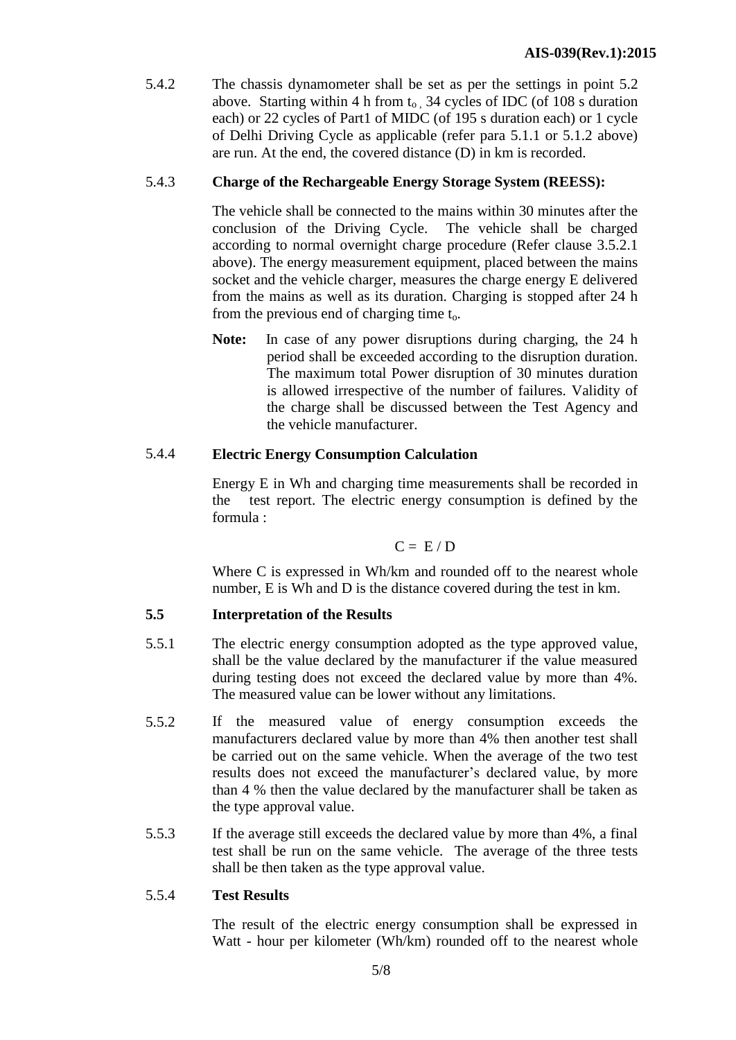5.4.2 The chassis dynamometer shall be set as per the settings in point 5.2 above. Starting within 4 h from $t_o$ , 34 cycles of IDC (of 108 s duration each) or 22 cycles of Part1 of MIDC (of 195 s duration each) or 1 cycle of Delhi Driving Cycle as applicable (refer para 5.1.1 or 5.1.2 above) are run. At the end, the covered distance (D) in km is recorded.

5.4.3 **Charge of the Rechargeable Energy Storage System (REESS):**

The vehicle shall be connected to the mains within 30 minutes after the conclusion of the Driving Cycle. The vehicle shall be charged according to normal overnight charge procedure (Refer clause 3.5.2.1 above). The energy measurement equipment, placed between the mains socket and the vehicle charger, measures the charge energy E delivered from the mains as well as its duration. Charging is stopped after 24 h from the previous end of charging time $t_o$.

**Note:** In case of any power disruptions during charging, the 24 h period shall be exceeded according to the disruption duration. The maximum total Power disruption of 30 minutes duration is allowed irrespective of the number of failures. Validity of the charge shall be discussed between the Test Agency and the vehicle manufacturer.

5.4.4 **Electric Energy Consumption Calculation**

Energy E in Wh and charging time measurements shall be recorded in the test report. The electric energy consumption is defined by the formula :

$$C = E / D$$

Where C is expressed in Wh/km and rounded off to the nearest whole number, E is Wh and D is the distance covered during the test in km.

**5.5 Interpretation of the Results**

5.5.1 The electric energy consumption adopted as the type approved value, shall be the value declared by the manufacturer if the value measured during testing does not exceed the declared value by more than 4%. The measured value can be lower without any limitations.

5.5.2 If the measured value of energy consumption exceeds the manufacturers declared value by more than 4% then another test shall be carried out on the same vehicle. When the average of the two test results does not exceed the manufacturer's declared value, by more than 4 % then the value declared by the manufacturer shall be taken as the type approval value.

5.5.3 If the average still exceeds the declared value by more than 4%, a final test shall be run on the same vehicle. The average of the three tests shall be then taken as the type approval value.

5.5.4 **Test Results**

The result of the electric energy consumption shall be expressed in Watt - hour per kilometer (Wh/km) rounded off to the nearest whole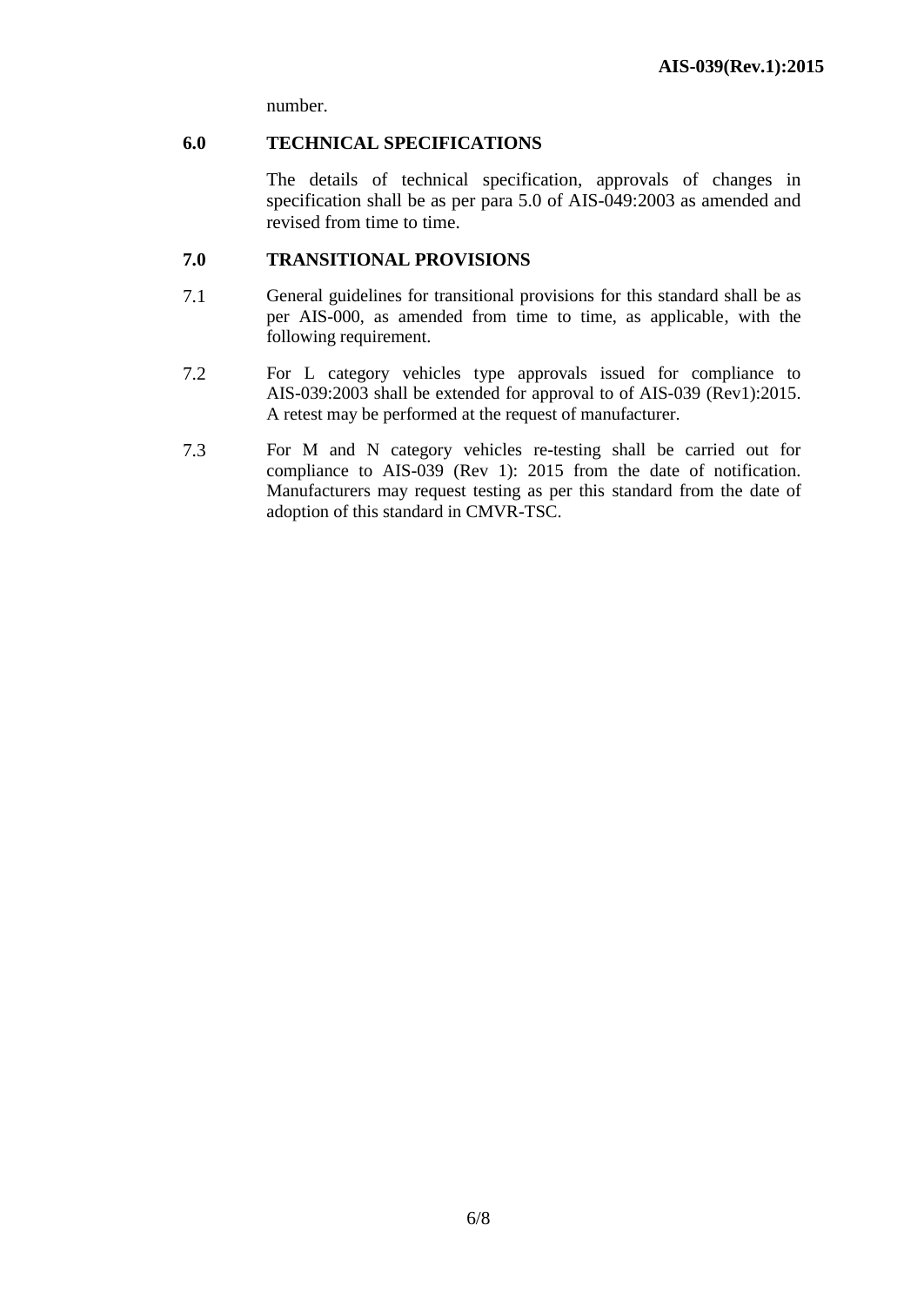number.

## 6.0 TECHNICAL SPECIFICATIONS

The details of technical specification, approvals of changes in specification shall be as per para 5.0 of AIS-049:2003 as amended and revised from time to time.

## 7.0 TRANSITIONAL PROVISIONS

7.1 General guidelines for transitional provisions for this standard shall be as per AIS-000, as amended from time to time, as applicable, with the following requirement.

7.2 For L category vehicles type approvals issued for compliance to AIS-039:2003 shall be extended for approval to of AIS-039 (Rev1):2015. A retest may be performed at the request of manufacturer.

7.3 For M and N category vehicles re-testing shall be carried out for compliance to AIS-039 (Rev 1): 2015 from the date of notification. Manufacturers may request testing as per this standard from the date of adoption of this standard in CMVR-TSC.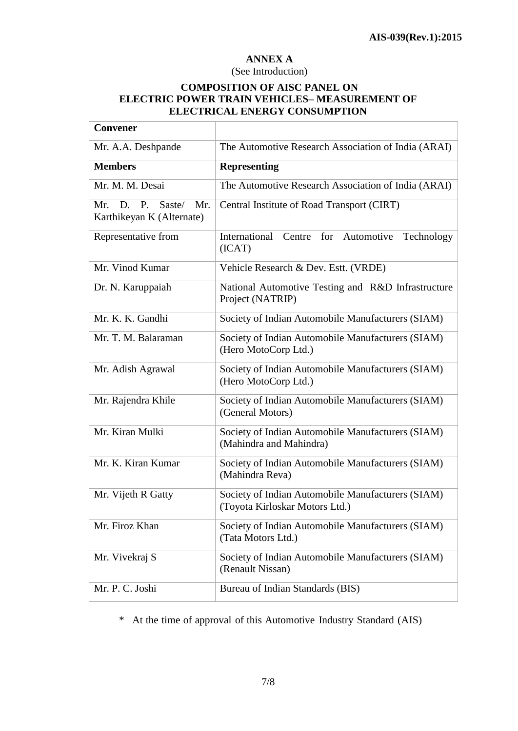## ANNEX A

(See Introduction)

### COMPOSITION OF AISC PANEL ON ELECTRIC POWER TRAIN VEHICLES– MEASUREMENT OF ELECTRICAL ENERGY CONSUMPTION

| **Convener** | |
|---|---|
| Mr. A.A. Deshpande | The Automotive Research Association of India (ARAI) |
| **Members** | **Representing** |
| Mr. M. M. Desai | The Automotive Research Association of India (ARAI) |
| Mr. D. P. Saste/ Mr. Karthikeyan K (Alternate) | Central Institute of Road Transport (CIRT) |
| Representative from | International Centre for Automotive Technology (ICAT) |
| Mr. Vinod Kumar | Vehicle Research & Dev. Estt. (VRDE) |
| Dr. N. Karuppaiah | National Automotive Testing and R&D Infrastructure Project (NATRIP) |
| Mr. K. K. Gandhi | Society of Indian Automobile Manufacturers (SIAM) |
| Mr. T. M. Balaraman | Society of Indian Automobile Manufacturers (SIAM) (Hero MotoCorp Ltd.) |
| Mr. Adish Agrawal | Society of Indian Automobile Manufacturers (SIAM) (Hero MotoCorp Ltd.) |
| Mr. Rajendra Khile | Society of Indian Automobile Manufacturers (SIAM) (General Motors) |
| Mr. Kiran Mulki | Society of Indian Automobile Manufacturers (SIAM) (Mahindra and Mahindra) |
| Mr. K. Kiran Kumar | Society of Indian Automobile Manufacturers (SIAM) (Mahindra Reva) |
| Mr. Vijeth R Gatty | Society of Indian Automobile Manufacturers (SIAM) (Toyota Kirloskar Motors Ltd.) |
| Mr. Firoz Khan | Society of Indian Automobile Manufacturers (SIAM) (Tata Motors Ltd.) |
| Mr. Vivekraj S | Society of Indian Automobile Manufacturers (SIAM) (Renault Nissan) |
| Mr. P. C. Joshi | Bureau of Indian Standards (BIS) |

* At the time of approval of this Automotive Industry Standard (AIS)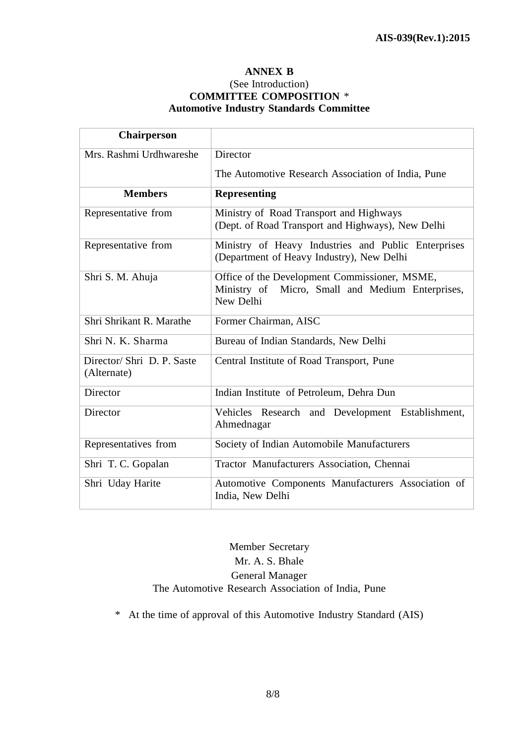## ANNEX B

(See Introduction)

**COMMITTEE COMPOSITION** *

**Automotive Industry Standards Committee**

| **Chairperson** | |
|---|---|
| Mrs. Rashmi Urdhwareshe | Director<br>The Automotive Research Association of India, Pune |
| **Members** | **Representing** |
| Representative from | Ministry of Road Transport and Highways (Dept. of Road Transport and Highways), New Delhi |
| Representative from | Ministry of Heavy Industries and Public Enterprises (Department of Heavy Industry), New Delhi |
| Shri S. M. Ahuja | Office of the Development Commissioner, MSME, Ministry of Micro, Small and Medium Enterprises, New Delhi |
| Shri Shrikant R. Marathe | Former Chairman, AISC |
| Shri N. K. Sharma | Bureau of Indian Standards, New Delhi |
| Director/ Shri D. P. Saste (Alternate) | Central Institute of Road Transport, Pune |
| Director | Indian Institute of Petroleum, Dehra Dun |
| Director | Vehicles Research and Development Establishment, Ahmednagar |
| Representatives from | Society of Indian Automobile Manufacturers |
| Shri T. C. Gopalan | Tractor Manufacturers Association, Chennai |
| Shri Uday Harite | Automotive Components Manufacturers Association of India, New Delhi |

Member Secretary
Mr. A. S. Bhale
General Manager
The Automotive Research Association of India, Pune

\* At the time of approval of this Automotive Industry Standard (AIS)